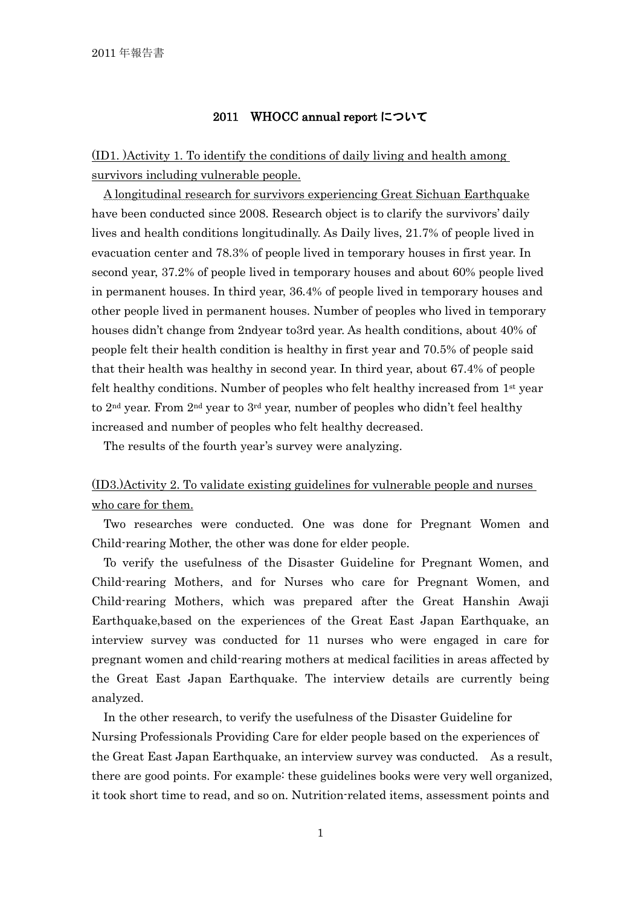# 2011　WHOCC annual report について

## (ID1. )Activity 1. To identify the conditions of daily living and health among survivors including vulnerable people.

A longitudinal research for survivors experiencing Great Sichuan Earthquake have been conducted since 2008. Research object is to clarify the survivors' daily lives and health conditions longitudinally. As Daily lives, 21.7% of people lived in evacuation center and 78.3% of people lived in temporary houses in first year. In second year, 37.2% of people lived in temporary houses and about 60% people lived in permanent houses. In third year, 36.4% of people lived in temporary houses and other people lived in permanent houses. Number of peoples who lived in temporary houses didn't change from 2ndyear to3rd year. As health conditions, about 40% of people felt their health condition is healthy in first year and 70.5% of people said that their health was healthy in second year. In third year, about 67.4% of people felt healthy conditions. Number of peoples who felt healthy increased from 1st year to 2nd year. From 2nd year to 3rd year, number of peoples who didn't feel healthy increased and number of peoples who felt healthy decreased.

The results of the fourth year's survey were analyzing.

## (ID3.)Activity 2. To validate existing guidelines for vulnerable people and nurses who care for them.

Two researches were conducted. One was done for Pregnant Women and Child-rearing Mother, the other was done for elder people.

To verify the usefulness of the Disaster Guideline for Pregnant Women, and Child-rearing Mothers, and for Nurses who care for Pregnant Women, and Child-rearing Mothers, which was prepared after the Great Hanshin Awaji Earthquake,based on the experiences of the Great East Japan Earthquake, an interview survey was conducted for 11 nurses who were engaged in care for pregnant women and child-rearing mothers at medical facilities in areas affected by the Great East Japan Earthquake. The interview details are currently being analyzed.

In the other research, to verify the usefulness of the Disaster Guideline for Nursing Professionals Providing Care for elder people based on the experiences of the Great East Japan Earthquake, an interview survey was conducted.　As a result, there are good points. For example: these guidelines books were very well organized, it took short time to read, and so on. Nutrition-related items, assessment points and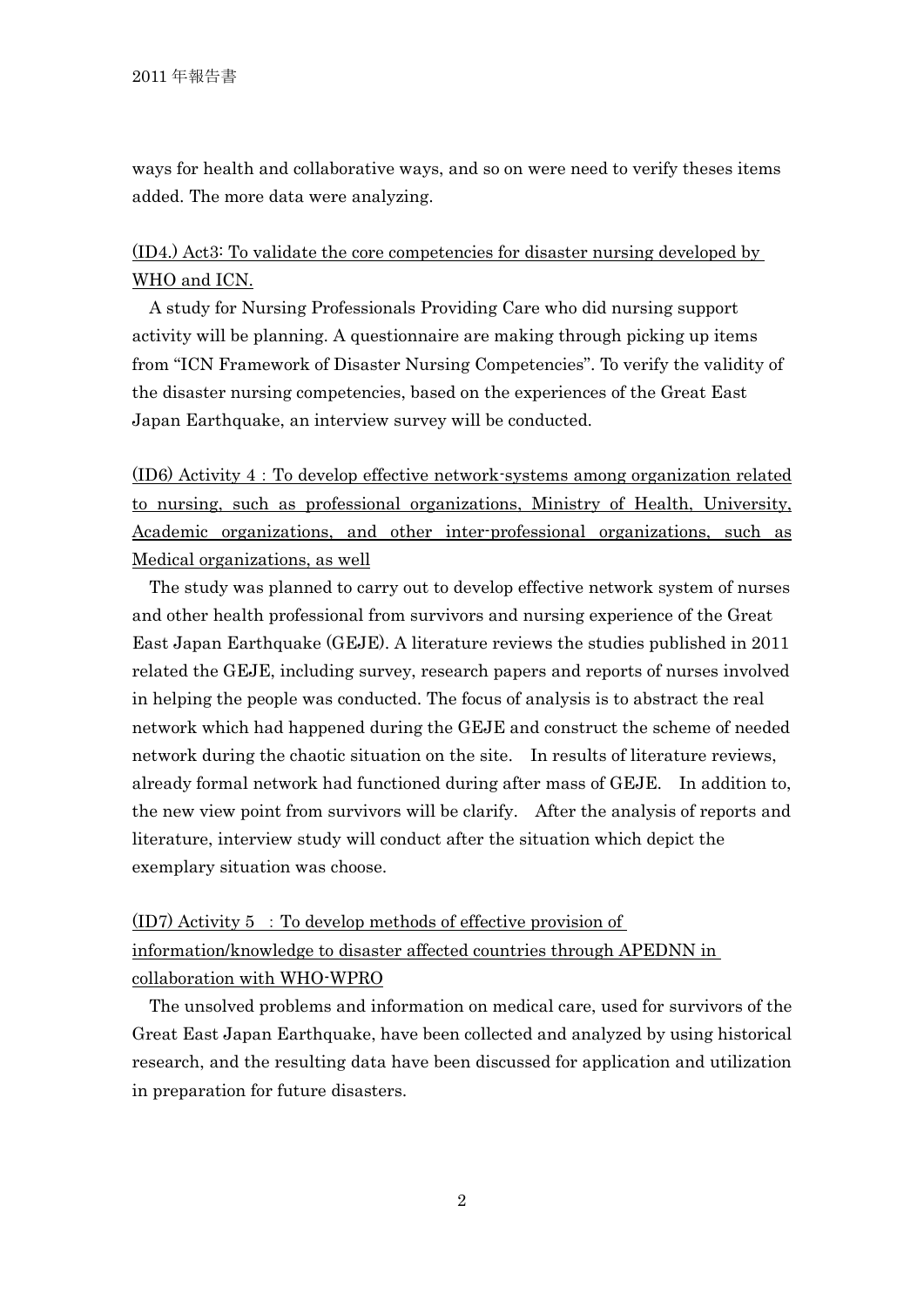ways for health and collaborative ways, and so on were need to verify theses items added. The more data were analyzing.

<u>(ID4.) Act3: To validate the core competencies for disaster nursing developed by WHO and ICN.</u>

A study for Nursing Professionals Providing Care who did nursing support activity will be planning. A questionnaire are making through picking up items from "ICN Framework of Disaster Nursing Competencies". To verify the validity of the disaster nursing competencies, based on the experiences of the Great East Japan Earthquake, an interview survey will be conducted.

<u>(ID6) Activity 4：To develop effective network-systems among organization related to nursing, such as professional organizations, Ministry of Health, University, Academic organizations, and other inter-professional organizations, such as Medical organizations, as well</u>

The study was planned to carry out to develop effective network system of nurses and other health professional from survivors and nursing experience of the Great East Japan Earthquake (GEJE). A literature reviews the studies published in 2011 related the GEJE, including survey, research papers and reports of nurses involved in helping the people was conducted. The focus of analysis is to abstract the real network which had happened during the GEJE and construct the scheme of needed network during the chaotic situation on the site. In results of literature reviews, already formal network had functioned during after mass of GEJE. In addition to, the new view point from survivors will be clarify. After the analysis of reports and literature, interview study will conduct after the situation which depict the exemplary situation was choose.

<u>(ID7) Activity 5 ：To develop methods of effective provision of information/knowledge to disaster affected countries through APEDNN in collaboration with WHO-WPRO</u>

The unsolved problems and information on medical care, used for survivors of the Great East Japan Earthquake, have been collected and analyzed by using historical research, and the resulting data have been discussed for application and utilization in preparation for future disasters.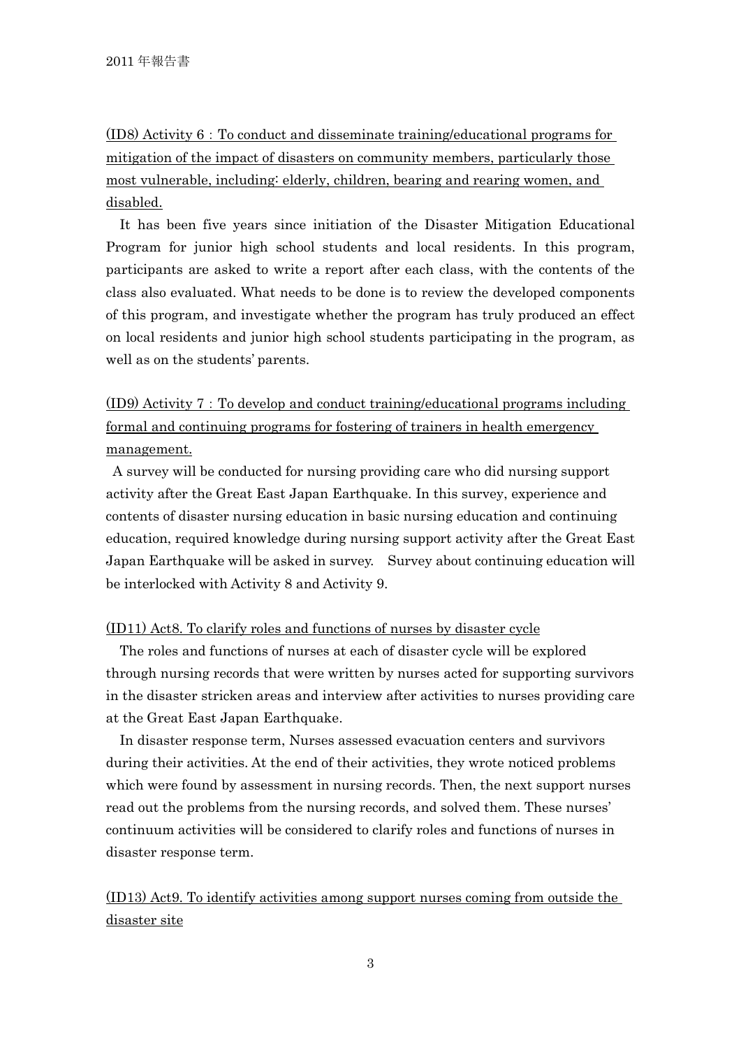(ID8) Activity 6：To conduct and disseminate training/educational programs for mitigation of the impact of disasters on community members, particularly those most vulnerable, including: elderly, children, bearing and rearing women, and disabled.

It has been five years since initiation of the Disaster Mitigation Educational Program for junior high school students and local residents. In this program, participants are asked to write a report after each class, with the contents of the class also evaluated. What needs to be done is to review the developed components of this program, and investigate whether the program has truly produced an effect on local residents and junior high school students participating in the program, as well as on the students' parents.

(ID9) Activity 7：To develop and conduct training/educational programs including formal and continuing programs for fostering of trainers in health emergency management.

A survey will be conducted for nursing providing care who did nursing support activity after the Great East Japan Earthquake. In this survey, experience and contents of disaster nursing education in basic nursing education and continuing education, required knowledge during nursing support activity after the Great East Japan Earthquake will be asked in survey. Survey about continuing education will be interlocked with Activity 8 and Activity 9.

(ID11) Act8. To clarify roles and functions of nurses by disaster cycle

The roles and functions of nurses at each of disaster cycle will be explored through nursing records that were written by nurses acted for supporting survivors in the disaster stricken areas and interview after activities to nurses providing care at the Great East Japan Earthquake.

In disaster response term, Nurses assessed evacuation centers and survivors during their activities. At the end of their activities, they wrote noticed problems which were found by assessment in nursing records. Then, the next support nurses read out the problems from the nursing records, and solved them. These nurses' continuum activities will be considered to clarify roles and functions of nurses in disaster response term.

(ID13) Act9. To identify activities among support nurses coming from outside the disaster site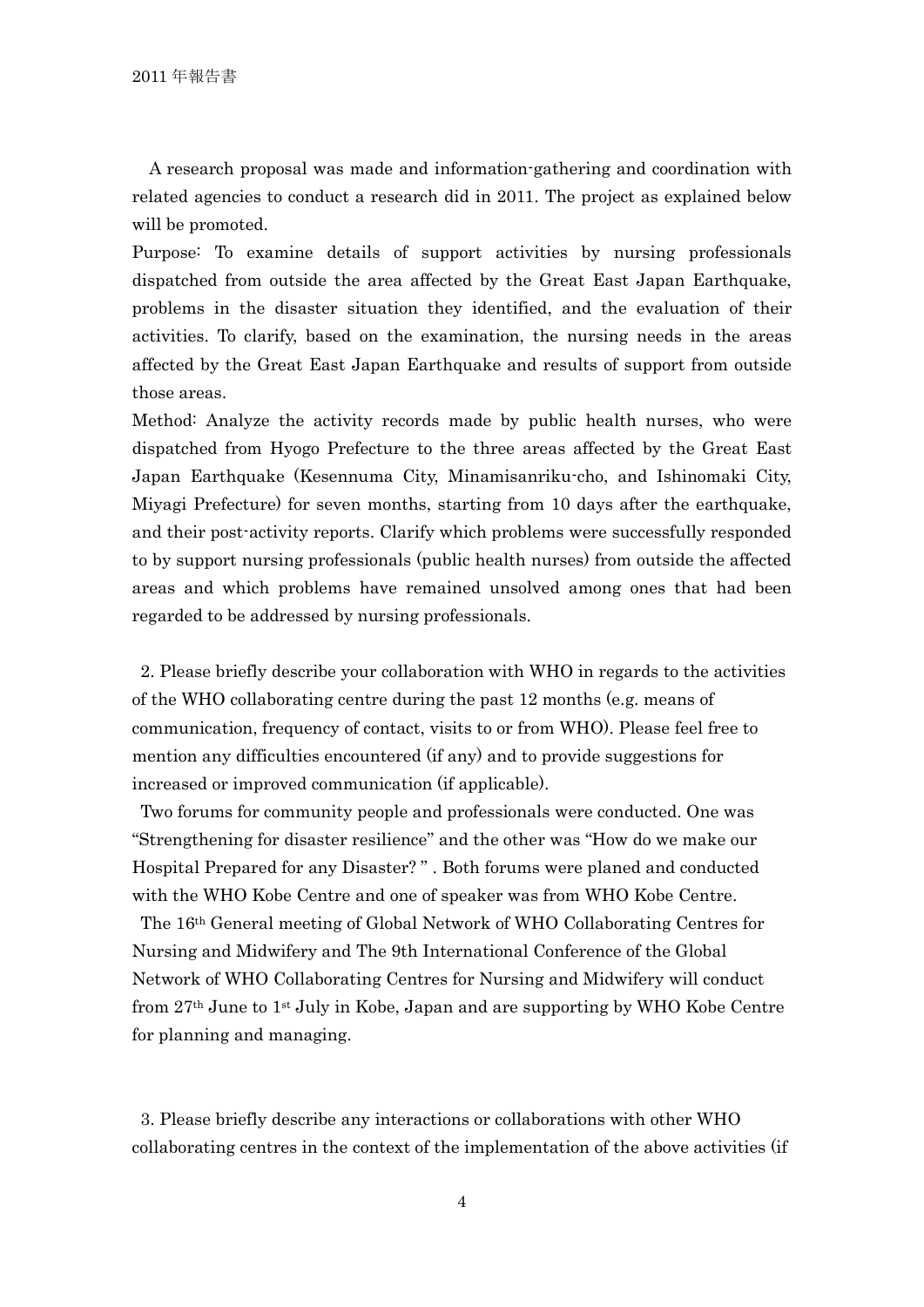A research proposal was made and information-gathering and coordination with related agencies to conduct a research did in 2011. The project as explained below will be promoted.

Purpose: To examine details of support activities by nursing professionals dispatched from outside the area affected by the Great East Japan Earthquake, problems in the disaster situation they identified, and the evaluation of their activities. To clarify, based on the examination, the nursing needs in the areas affected by the Great East Japan Earthquake and results of support from outside those areas.

Method: Analyze the activity records made by public health nurses, who were dispatched from Hyogo Prefecture to the three areas affected by the Great East Japan Earthquake (Kesennuma City, Minamisanriku-cho, and Ishinomaki City, Miyagi Prefecture) for seven months, starting from 10 days after the earthquake, and their post-activity reports. Clarify which problems were successfully responded to by support nursing professionals (public health nurses) from outside the affected areas and which problems have remained unsolved among ones that had been regarded to be addressed by nursing professionals.

2. Please briefly describe your collaboration with WHO in regards to the activities of the WHO collaborating centre during the past 12 months (e.g. means of communication, frequency of contact, visits to or from WHO). Please feel free to mention any difficulties encountered (if any) and to provide suggestions for increased or improved communication (if applicable).

Two forums for community people and professionals were conducted. One was "Strengthening for disaster resilience" and the other was "How do we make our Hospital Prepared for any Disaster? " . Both forums were planed and conducted with the WHO Kobe Centre and one of speaker was from WHO Kobe Centre.

The 16th General meeting of Global Network of WHO Collaborating Centres for Nursing and Midwifery and The 9th International Conference of the Global Network of WHO Collaborating Centres for Nursing and Midwifery will conduct from 27th June to 1st July in Kobe, Japan and are supporting by WHO Kobe Centre for planning and managing.

3. Please briefly describe any interactions or collaborations with other WHO collaborating centres in the context of the implementation of the above activities (if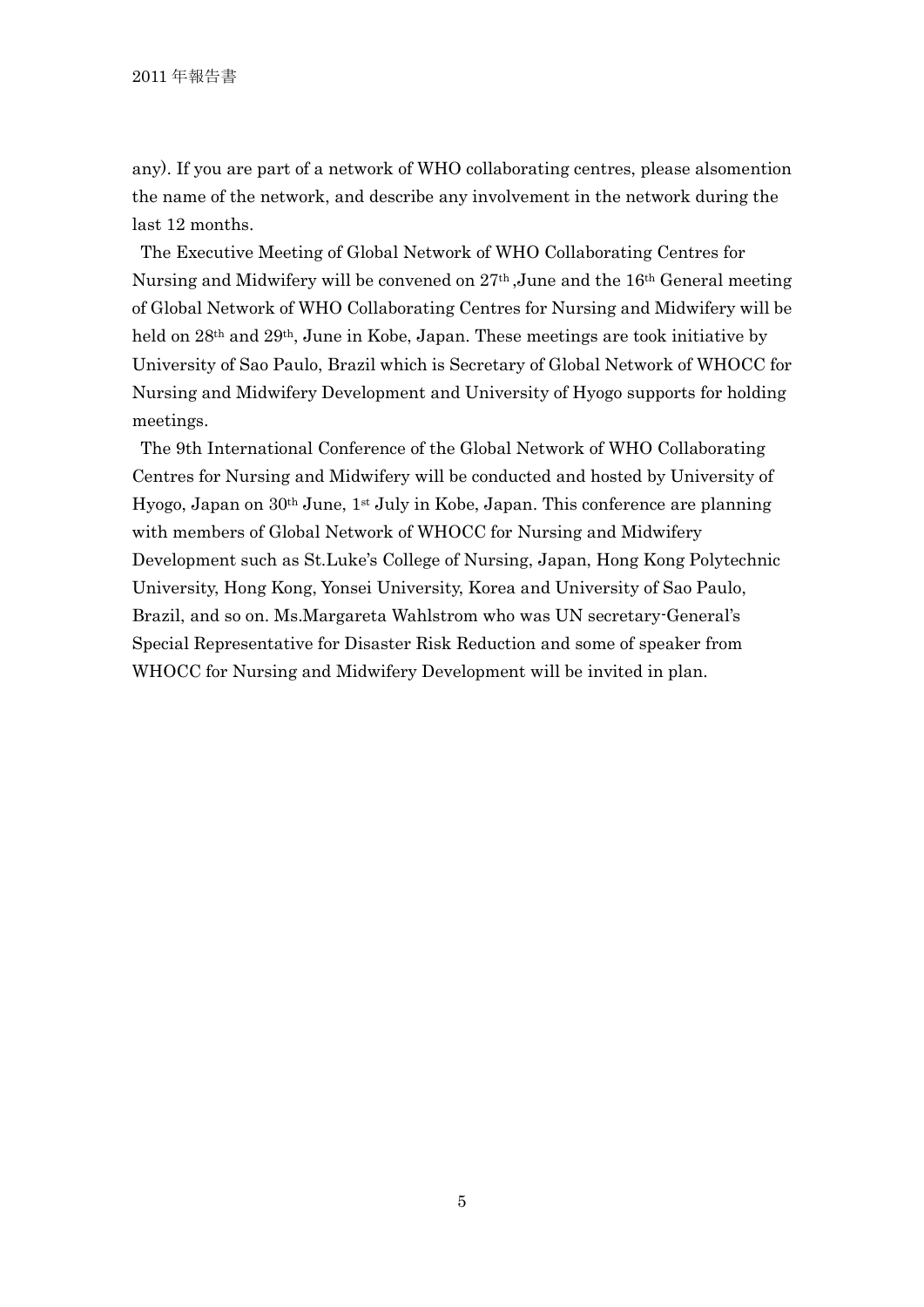any). If you are part of a network of WHO collaborating centres, please alsomention the name of the network, and describe any involvement in the network during the last 12 months.

The Executive Meeting of Global Network of WHO Collaborating Centres for Nursing and Midwifery will be convened on 27th ,June and the 16th General meeting of Global Network of WHO Collaborating Centres for Nursing and Midwifery will be held on 28th and 29th, June in Kobe, Japan. These meetings are took initiative by University of Sao Paulo, Brazil which is Secretary of Global Network of WHOCC for Nursing and Midwifery Development and University of Hyogo supports for holding meetings.

The 9th International Conference of the Global Network of WHO Collaborating Centres for Nursing and Midwifery will be conducted and hosted by University of Hyogo, Japan on 30th June, 1st July in Kobe, Japan. This conference are planning with members of Global Network of WHOCC for Nursing and Midwifery Development such as St.Luke's College of Nursing, Japan, Hong Kong Polytechnic University, Hong Kong, Yonsei University, Korea and University of Sao Paulo, Brazil, and so on. Ms.Margareta Wahlstrom who was UN secretary-General's Special Representative for Disaster Risk Reduction and some of speaker from WHOCC for Nursing and Midwifery Development will be invited in plan.